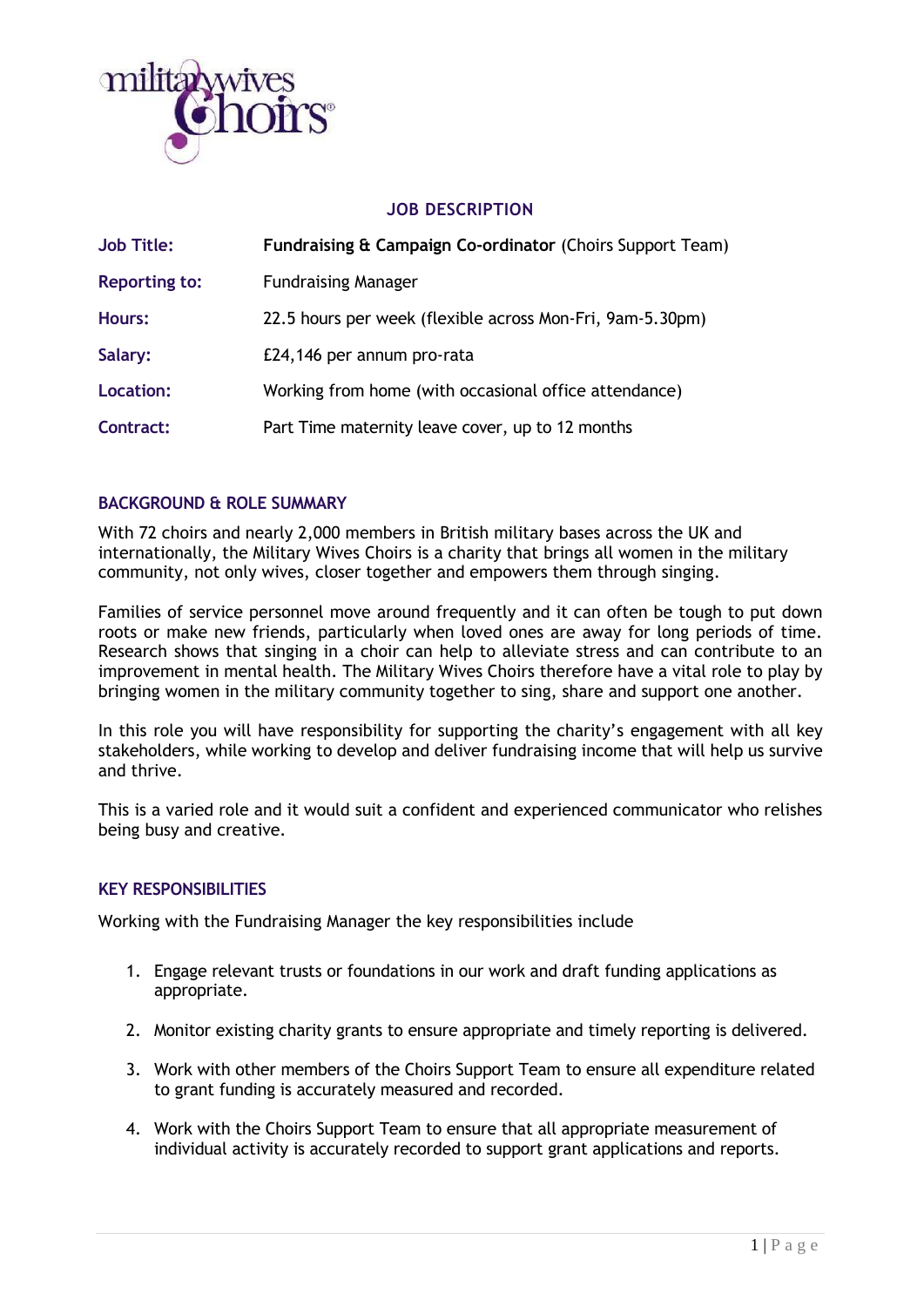# JOB DESCRIPTION

| | |
|---|---|
| **Job Title:** | **Fundraising & Campaign Co-ordinator** (Choirs Support Team) |
| **Reporting to:** | Fundraising Manager |
| **Hours:** | 22.5 hours per week (flexible across Mon-Fri, 9am-5.30pm) |
| **Salary:** | £24,146 per annum pro-rata |
| **Location:** | Working from home (with occasional office attendance) |
| **Contract:** | Part Time maternity leave cover, up to 12 months |

## BACKGROUND & ROLE SUMMARY

With 72 choirs and nearly 2,000 members in British military bases across the UK and internationally, the Military Wives Choirs is a charity that brings all women in the military community, not only wives, closer together and empowers them through singing.

Families of service personnel move around frequently and it can often be tough to put down roots or make new friends, particularly when loved ones are away for long periods of time. Research shows that singing in a choir can help to alleviate stress and can contribute to an improvement in mental health. The Military Wives Choirs therefore have a vital role to play by bringing women in the military community together to sing, share and support one another.

In this role you will have responsibility for supporting the charity's engagement with all key stakeholders, while working to develop and deliver fundraising income that will help us survive and thrive.

This is a varied role and it would suit a confident and experienced communicator who relishes being busy and creative.

## KEY RESPONSIBILITIES

Working with the Fundraising Manager the key responsibilities include

1. Engage relevant trusts or foundations in our work and draft funding applications as appropriate.
2. Monitor existing charity grants to ensure appropriate and timely reporting is delivered.
3. Work with other members of the Choirs Support Team to ensure all expenditure related to grant funding is accurately measured and recorded.
4. Work with the Choirs Support Team to ensure that all appropriate measurement of individual activity is accurately recorded to support grant applications and reports.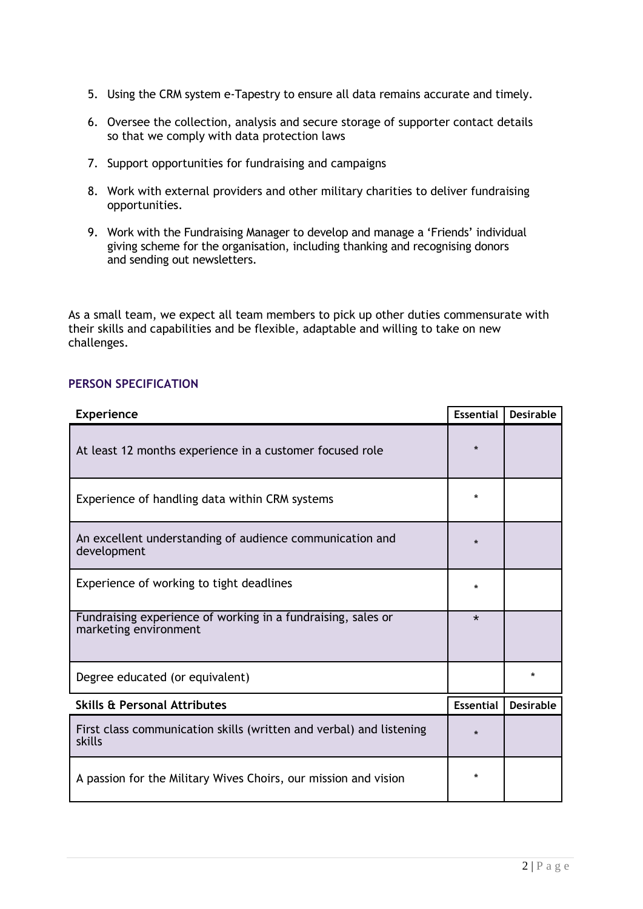5. Using the CRM system e-Tapestry to ensure all data remains accurate and timely.

6. Oversee the collection, analysis and secure storage of supporter contact details so that we comply with data protection laws

7. Support opportunities for fundraising and campaigns

8. Work with external providers and other military charities to deliver fundraising opportunities.

9. Work with the Fundraising Manager to develop and manage a 'Friends' individual giving scheme for the organisation, including thanking and recognising donors and sending out newsletters.

As a small team, we expect all team members to pick up other duties commensurate with their skills and capabilities and be flexible, adaptable and willing to take on new challenges.

## PERSON SPECIFICATION

| Experience | Essential | Desirable |
|---|---|---|
| At least 12 months experience in a customer focused role | * | |
| Experience of handling data within CRM systems | * | |
| An excellent understanding of audience communication and development | * | |
| Experience of working to tight deadlines | * | |
| Fundraising experience of working in a fundraising, sales or marketing environment | * | |
| Degree educated (or equivalent) | | * |

| Skills & Personal Attributes | Essential | Desirable |
|---|---|---|
| First class communication skills (written and verbal) and listening skills | * | |
| A passion for the Military Wives Choirs, our mission and vision | * | |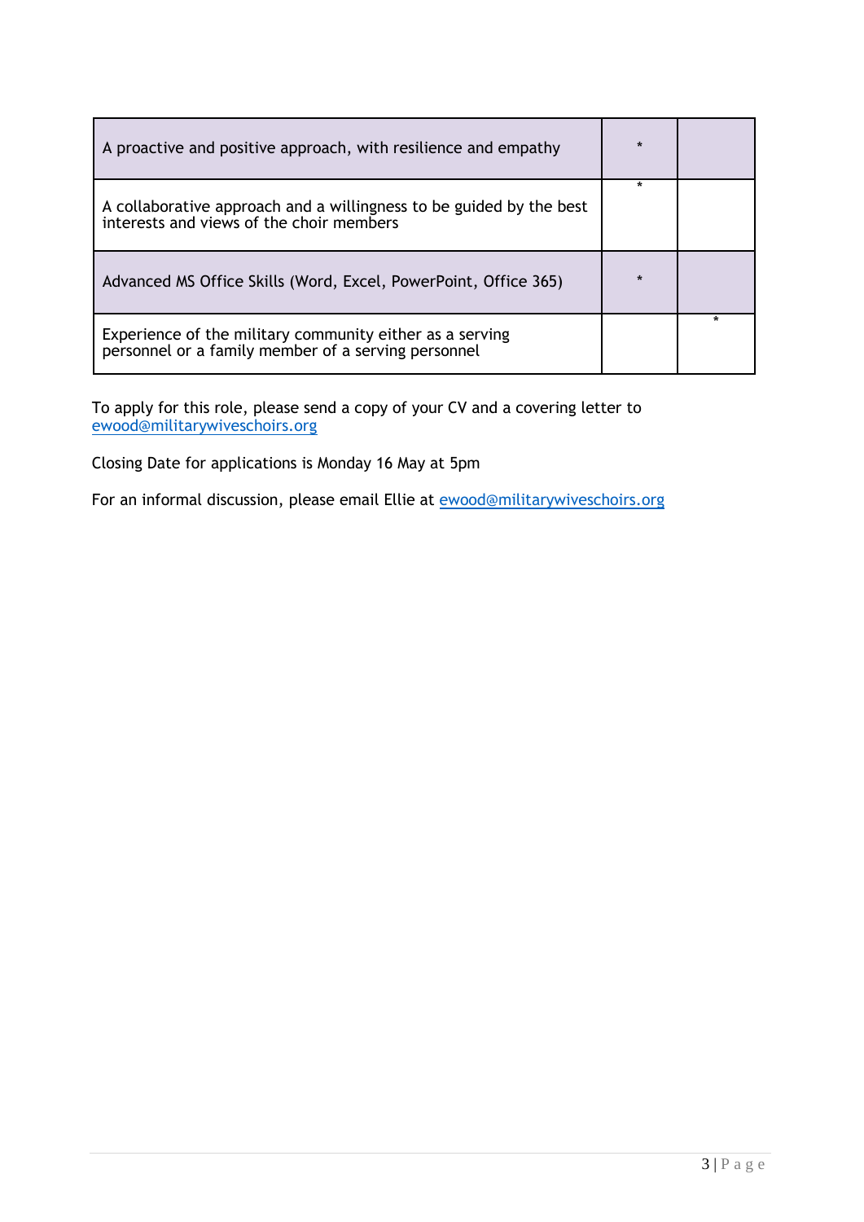| | | |
|---|---|---|
| A proactive and positive approach, with resilience and empathy | * | |
| A collaborative approach and a willingness to be guided by the best interests and views of the choir members | * | |
| Advanced MS Office Skills (Word, Excel, PowerPoint, Office 365) | * | |
| Experience of the military community either as a serving personnel or a family member of a serving personnel | | * |

To apply for this role, please send a copy of your CV and a covering letter to ewood@militarywiveschoirs.org

Closing Date for applications is Monday 16 May at 5pm

For an informal discussion, please email Ellie at ewood@militarywiveschoirs.org